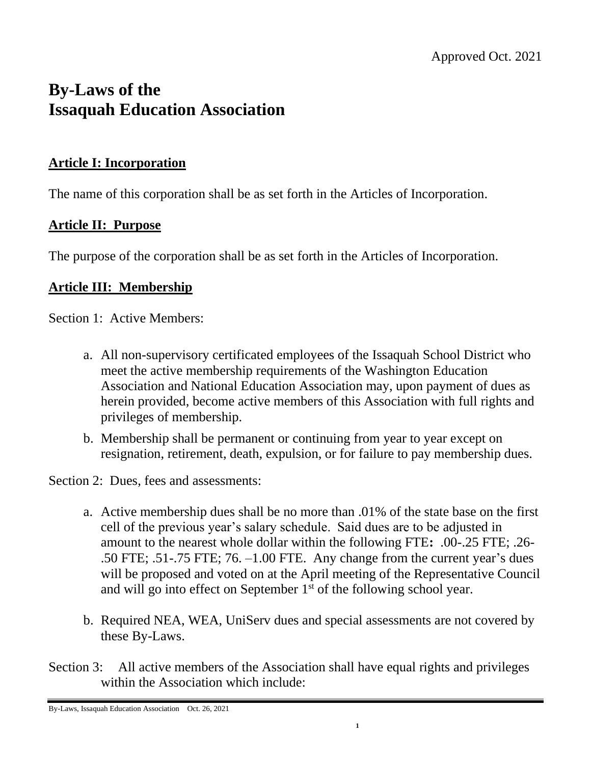Approved Oct. 2021

# By-Laws of the Issaquah Education Association

## Article I: Incorporation

The name of this corporation shall be as set forth in the Articles of Incorporation.

## Article II: Purpose

The purpose of the corporation shall be as set forth in the Articles of Incorporation.

## Article III: Membership

Section 1: Active Members:

a. All non-supervisory certificated employees of the Issaquah School District who meet the active membership requirements of the Washington Education Association and National Education Association may, upon payment of dues as herein provided, become active members of this Association with full rights and privileges of membership.

b. Membership shall be permanent or continuing from year to year except on resignation, retirement, death, expulsion, or for failure to pay membership dues.

Section 2: Dues, fees and assessments:

a. Active membership dues shall be no more than .01% of the state base on the first cell of the previous year's salary schedule. Said dues are to be adjusted in amount to the nearest whole dollar within the following FTE: .00-.25 FTE; .26-.50 FTE; .51-.75 FTE; 76. –1.00 FTE. Any change from the current year's dues will be proposed and voted on at the April meeting of the Representative Council and will go into effect on September 1st of the following school year.

b. Required NEA, WEA, UniServ dues and special assessments are not covered by these By-Laws.

Section 3: All active members of the Association shall have equal rights and privileges within the Association which include: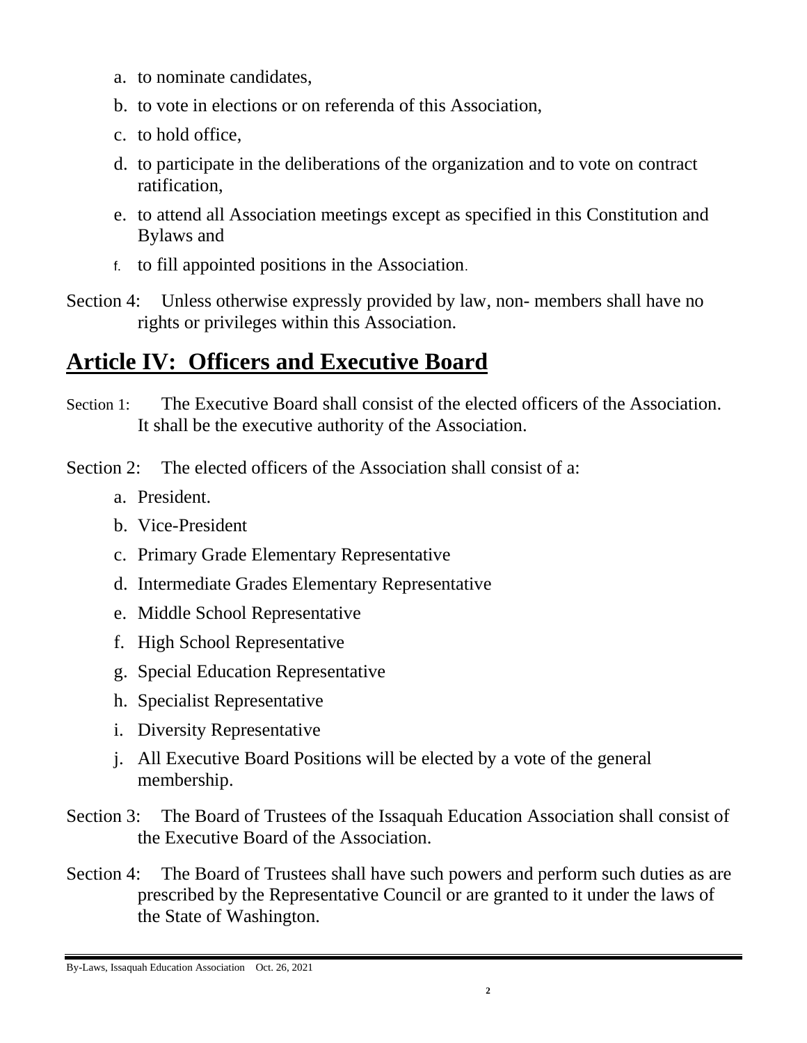a. to nominate candidates,
b. to vote in elections or on referenda of this Association,
c. to hold office,
d. to participate in the deliberations of the organization and to vote on contract ratification,
e. to attend all Association meetings except as specified in this Constitution and Bylaws and
f. to fill appointed positions in the Association.

Section 4: Unless otherwise expressly provided by law, non- members shall have no rights or privileges within this Association.

## Article IV: Officers and Executive Board

Section 1: The Executive Board shall consist of the elected officers of the Association. It shall be the executive authority of the Association.

Section 2: The elected officers of the Association shall consist of a:

a. President.
b. Vice-President
c. Primary Grade Elementary Representative
d. Intermediate Grades Elementary Representative
e. Middle School Representative
f. High School Representative
g. Special Education Representative
h. Specialist Representative
i. Diversity Representative
j. All Executive Board Positions will be elected by a vote of the general membership.

Section 3: The Board of Trustees of the Issaquah Education Association shall consist of the Executive Board of the Association.

Section 4: The Board of Trustees shall have such powers and perform such duties as are prescribed by the Representative Council or are granted to it under the laws of the State of Washington.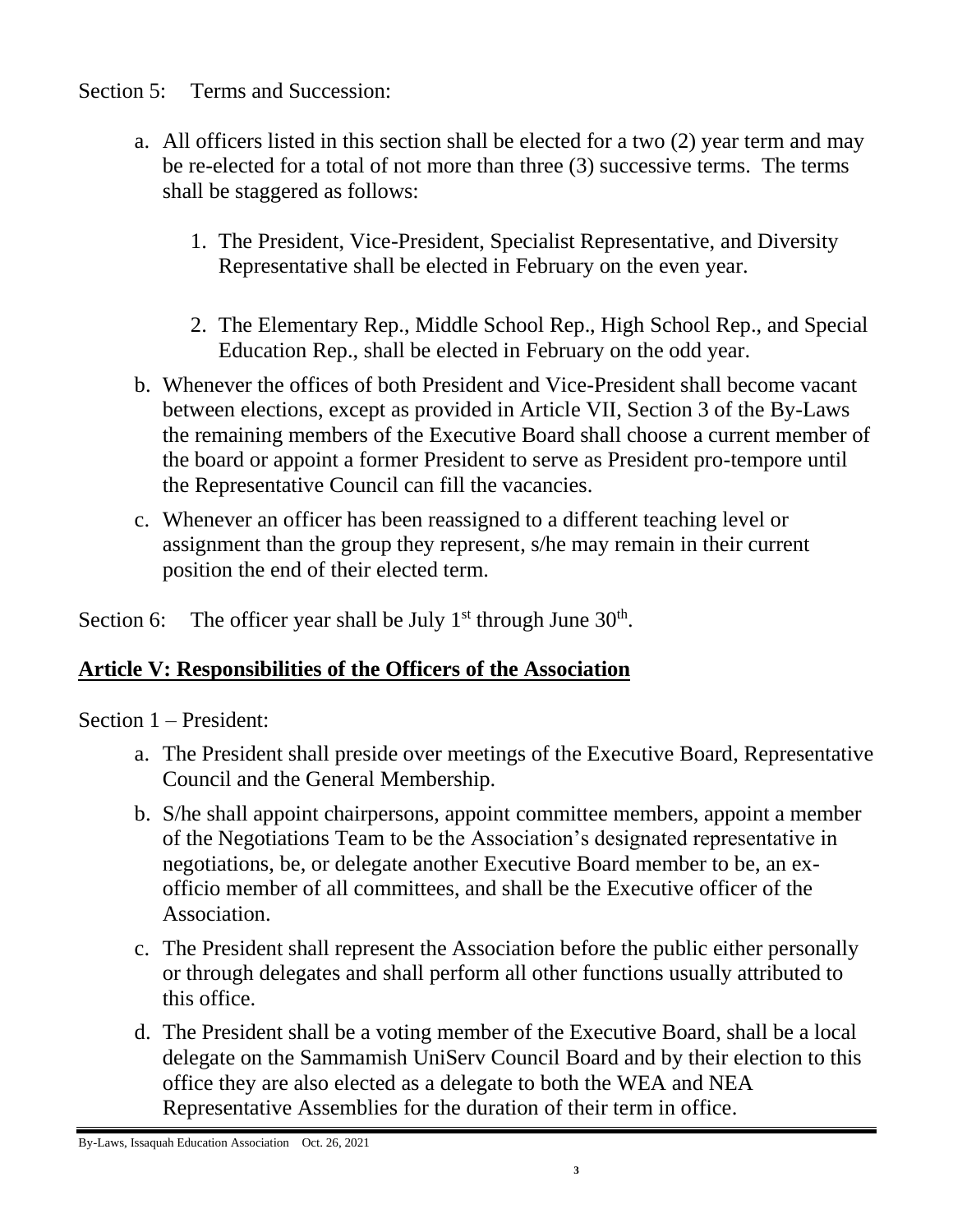Section 5: Terms and Succession:

a. All officers listed in this section shall be elected for a two (2) year term and may be re-elected for a total of not more than three (3) successive terms. The terms shall be staggered as follows:

   1. The President, Vice-President, Specialist Representative, and Diversity Representative shall be elected in February on the even year.

   2. The Elementary Rep., Middle School Rep., High School Rep., and Special Education Rep., shall be elected in February on the odd year.

b. Whenever the offices of both President and Vice-President shall become vacant between elections, except as provided in Article VII, Section 3 of the By-Laws the remaining members of the Executive Board shall choose a current member of the board or appoint a former President to serve as President pro-tempore until the Representative Council can fill the vacancies.

c. Whenever an officer has been reassigned to a different teaching level or assignment than the group they represent, s/he may remain in their current position the end of their elected term.

Section 6: The officer year shall be July 1st through June 30th.

## Article V: Responsibilities of the Officers of the Association

Section 1 – President:

a. The President shall preside over meetings of the Executive Board, Representative Council and the General Membership.

b. S/he shall appoint chairpersons, appoint committee members, appoint a member of the Negotiations Team to be the Association's designated representative in negotiations, be, or delegate another Executive Board member to be, an ex-officio member of all committees, and shall be the Executive officer of the Association.

c. The President shall represent the Association before the public either personally or through delegates and shall perform all other functions usually attributed to this office.

d. The President shall be a voting member of the Executive Board, shall be a local delegate on the Sammamish UniServ Council Board and by their election to this office they are also elected as a delegate to both the WEA and NEA Representative Assemblies for the duration of their term in office.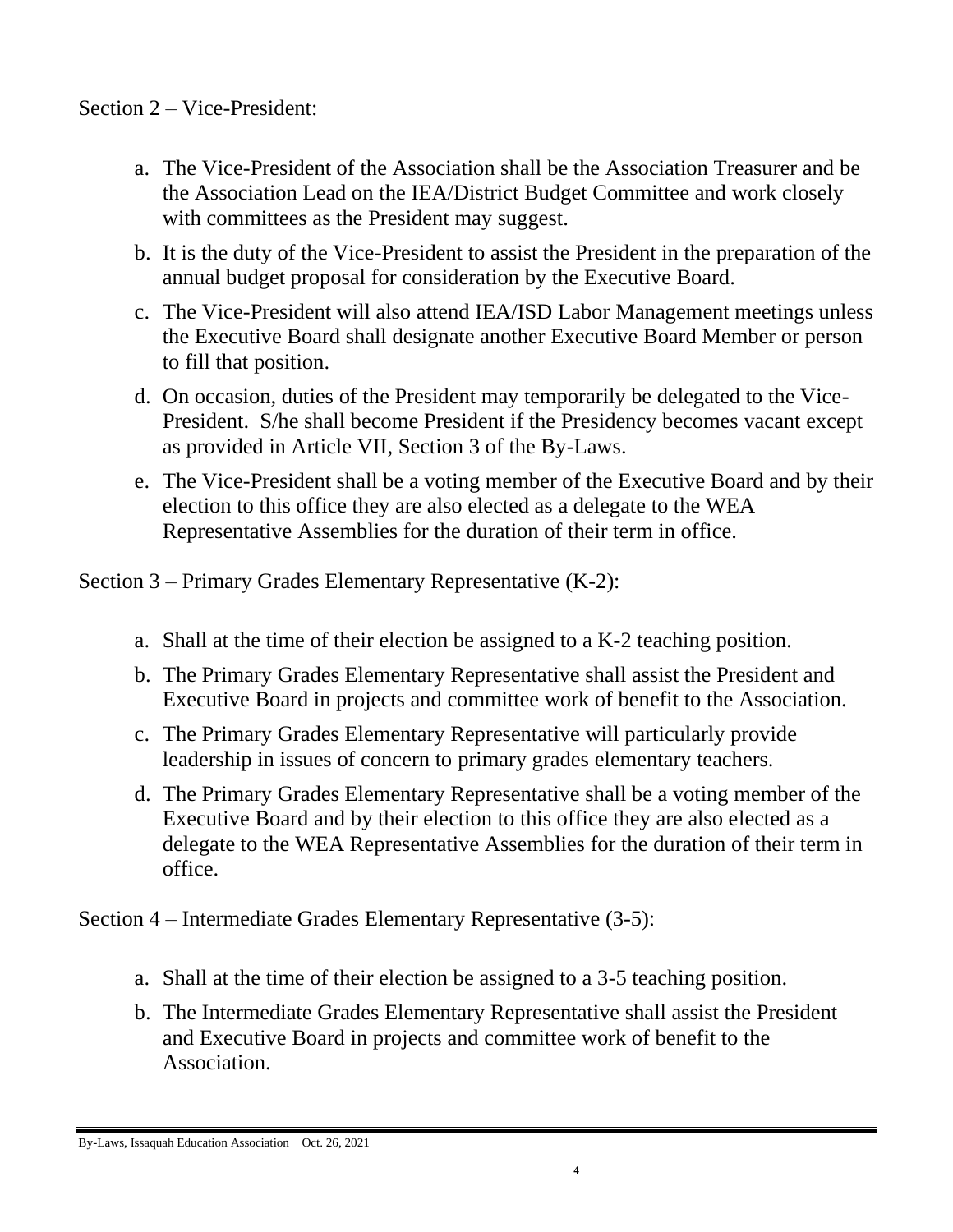Section 2 – Vice-President:

a. The Vice-President of the Association shall be the Association Treasurer and be the Association Lead on the IEA/District Budget Committee and work closely with committees as the President may suggest.
b. It is the duty of the Vice-President to assist the President in the preparation of the annual budget proposal for consideration by the Executive Board.
c. The Vice-President will also attend IEA/ISD Labor Management meetings unless the Executive Board shall designate another Executive Board Member or person to fill that position.
d. On occasion, duties of the President may temporarily be delegated to the Vice-President. S/he shall become President if the Presidency becomes vacant except as provided in Article VII, Section 3 of the By-Laws.
e. The Vice-President shall be a voting member of the Executive Board and by their election to this office they are also elected as a delegate to the WEA Representative Assemblies for the duration of their term in office.

Section 3 – Primary Grades Elementary Representative (K-2):

a. Shall at the time of their election be assigned to a K-2 teaching position.
b. The Primary Grades Elementary Representative shall assist the President and Executive Board in projects and committee work of benefit to the Association.
c. The Primary Grades Elementary Representative will particularly provide leadership in issues of concern to primary grades elementary teachers.
d. The Primary Grades Elementary Representative shall be a voting member of the Executive Board and by their election to this office they are also elected as a delegate to the WEA Representative Assemblies for the duration of their term in office.

Section 4 – Intermediate Grades Elementary Representative (3-5):

a. Shall at the time of their election be assigned to a 3-5 teaching position.
b. The Intermediate Grades Elementary Representative shall assist the President and Executive Board in projects and committee work of benefit to the Association.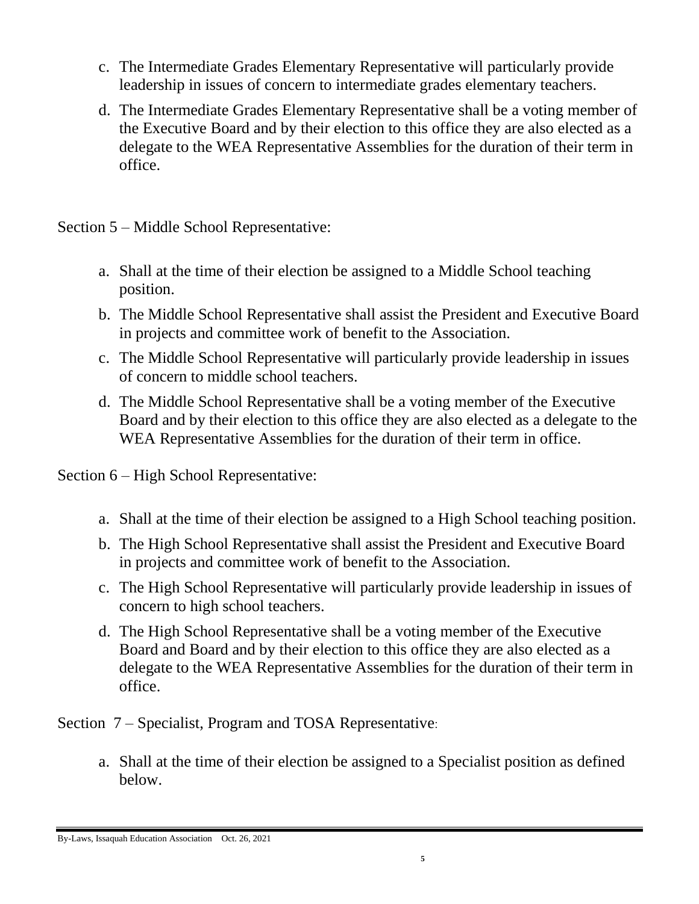c. The Intermediate Grades Elementary Representative will particularly provide leadership in issues of concern to intermediate grades elementary teachers.

d. The Intermediate Grades Elementary Representative shall be a voting member of the Executive Board and by their election to this office they are also elected as a delegate to the WEA Representative Assemblies for the duration of their term in office.

Section 5 – Middle School Representative:

a. Shall at the time of their election be assigned to a Middle School teaching position.

b. The Middle School Representative shall assist the President and Executive Board in projects and committee work of benefit to the Association.

c. The Middle School Representative will particularly provide leadership in issues of concern to middle school teachers.

d. The Middle School Representative shall be a voting member of the Executive Board and by their election to this office they are also elected as a delegate to the WEA Representative Assemblies for the duration of their term in office.

Section 6 – High School Representative:

a. Shall at the time of their election be assigned to a High School teaching position.

b. The High School Representative shall assist the President and Executive Board in projects and committee work of benefit to the Association.

c. The High School Representative will particularly provide leadership in issues of concern to high school teachers.

d. The High School Representative shall be a voting member of the Executive Board and Board and by their election to this office they are also elected as a delegate to the WEA Representative Assemblies for the duration of their term in office.

Section 7 – Specialist, Program and TOSA Representative:

a. Shall at the time of their election be assigned to a Specialist position as defined below.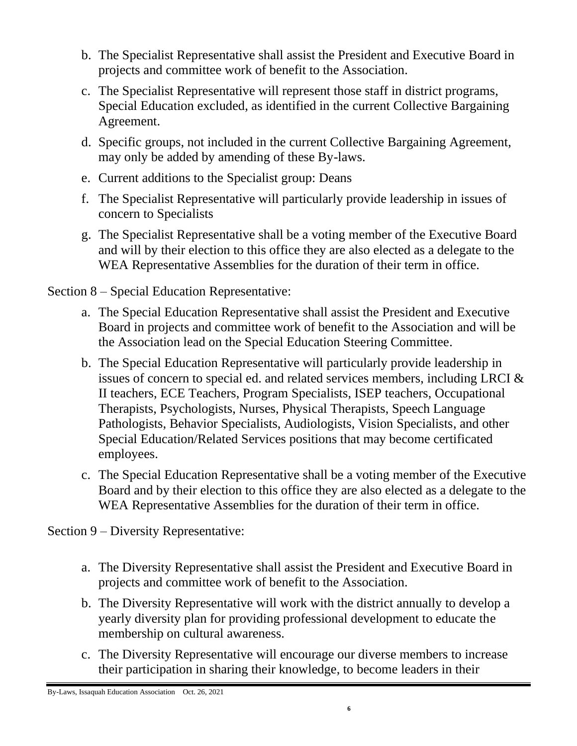b. The Specialist Representative shall assist the President and Executive Board in projects and committee work of benefit to the Association.

c. The Specialist Representative will represent those staff in district programs, Special Education excluded, as identified in the current Collective Bargaining Agreement.

d. Specific groups, not included in the current Collective Bargaining Agreement, may only be added by amending of these By-laws.

e. Current additions to the Specialist group: Deans

f. The Specialist Representative will particularly provide leadership in issues of concern to Specialists

g. The Specialist Representative shall be a voting member of the Executive Board and will by their election to this office they are also elected as a delegate to the WEA Representative Assemblies for the duration of their term in office.

Section 8 – Special Education Representative:

a. The Special Education Representative shall assist the President and Executive Board in projects and committee work of benefit to the Association and will be the Association lead on the Special Education Steering Committee.

b. The Special Education Representative will particularly provide leadership in issues of concern to special ed. and related services members, including LRCI & II teachers, ECE Teachers, Program Specialists, ISEP teachers, Occupational Therapists, Psychologists, Nurses, Physical Therapists, Speech Language Pathologists, Behavior Specialists, Audiologists, Vision Specialists, and other Special Education/Related Services positions that may become certificated employees.

c. The Special Education Representative shall be a voting member of the Executive Board and by their election to this office they are also elected as a delegate to the WEA Representative Assemblies for the duration of their term in office.

Section 9 – Diversity Representative:

a. The Diversity Representative shall assist the President and Executive Board in projects and committee work of benefit to the Association.

b. The Diversity Representative will work with the district annually to develop a yearly diversity plan for providing professional development to educate the membership on cultural awareness.

c. The Diversity Representative will encourage our diverse members to increase their participation in sharing their knowledge, to become leaders in their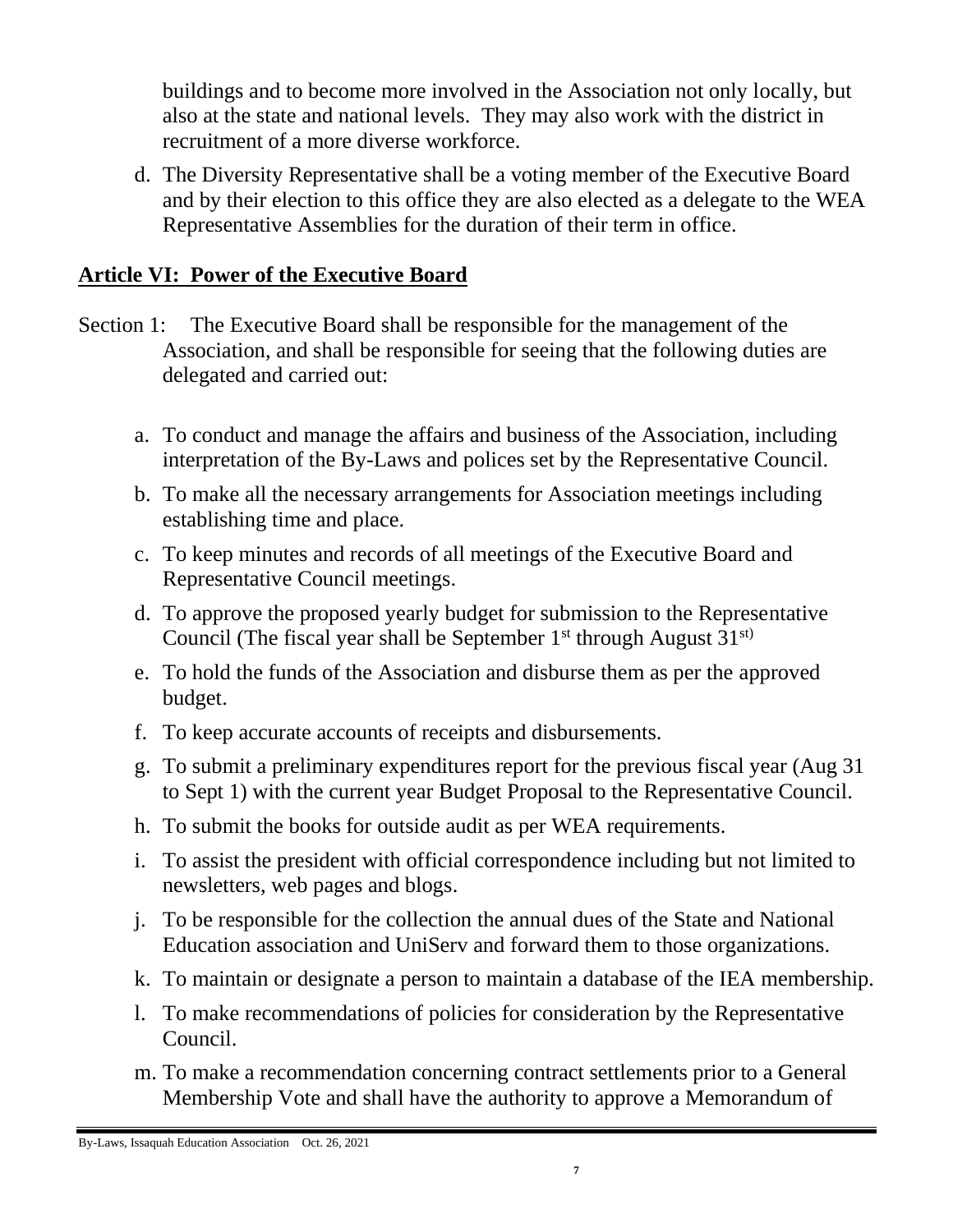buildings and to become more involved in the Association not only locally, but also at the state and national levels. They may also work with the district in recruitment of a more diverse workforce.

d. The Diversity Representative shall be a voting member of the Executive Board and by their election to this office they are also elected as a delegate to the WEA Representative Assemblies for the duration of their term in office.

## Article VI: Power of the Executive Board

Section 1: The Executive Board shall be responsible for the management of the Association, and shall be responsible for seeing that the following duties are delegated and carried out:

a. To conduct and manage the affairs and business of the Association, including interpretation of the By-Laws and polices set by the Representative Council.

b. To make all the necessary arrangements for Association meetings including establishing time and place.

c. To keep minutes and records of all meetings of the Executive Board and Representative Council meetings.

d. To approve the proposed yearly budget for submission to the Representative Council (The fiscal year shall be September 1st through August 31st)

e. To hold the funds of the Association and disburse them as per the approved budget.

f. To keep accurate accounts of receipts and disbursements.

g. To submit a preliminary expenditures report for the previous fiscal year (Aug 31 to Sept 1) with the current year Budget Proposal to the Representative Council.

h. To submit the books for outside audit as per WEA requirements.

i. To assist the president with official correspondence including but not limited to newsletters, web pages and blogs.

j. To be responsible for the collection the annual dues of the State and National Education association and UniServ and forward them to those organizations.

k. To maintain or designate a person to maintain a database of the IEA membership.

l. To make recommendations of policies for consideration by the Representative Council.

m. To make a recommendation concerning contract settlements prior to a General Membership Vote and shall have the authority to approve a Memorandum of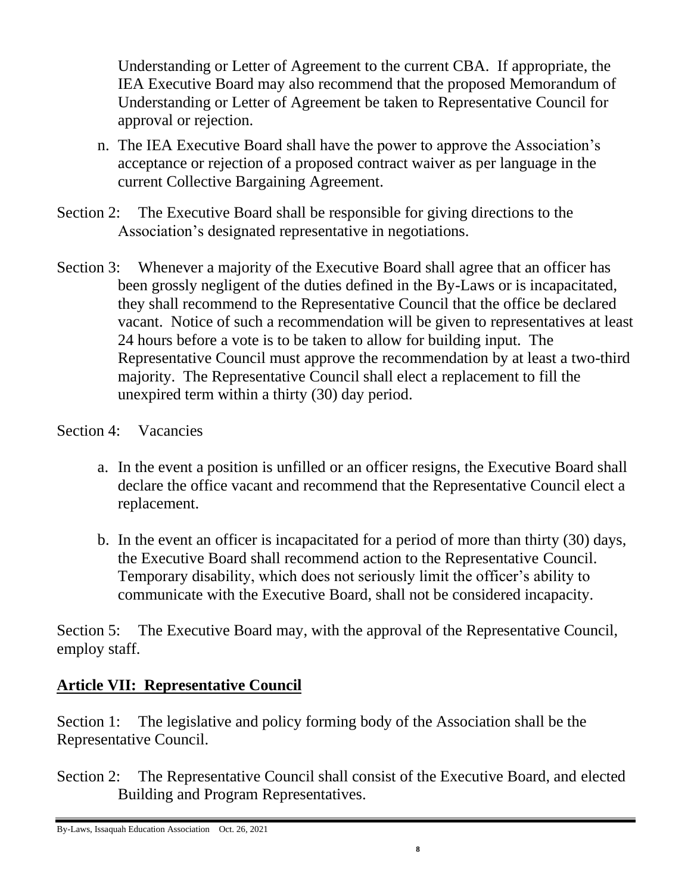Understanding or Letter of Agreement to the current CBA. If appropriate, the IEA Executive Board may also recommend that the proposed Memorandum of Understanding or Letter of Agreement be taken to Representative Council for approval or rejection.

n. The IEA Executive Board shall have the power to approve the Association's acceptance or rejection of a proposed contract waiver as per language in the current Collective Bargaining Agreement.

Section 2: The Executive Board shall be responsible for giving directions to the Association's designated representative in negotiations.

Section 3: Whenever a majority of the Executive Board shall agree that an officer has been grossly negligent of the duties defined in the By-Laws or is incapacitated, they shall recommend to the Representative Council that the office be declared vacant. Notice of such a recommendation will be given to representatives at least 24 hours before a vote is to be taken to allow for building input. The Representative Council must approve the recommendation by at least a two-third majority. The Representative Council shall elect a replacement to fill the unexpired term within a thirty (30) day period.

Section 4: Vacancies

a. In the event a position is unfilled or an officer resigns, the Executive Board shall declare the office vacant and recommend that the Representative Council elect a replacement.

b. In the event an officer is incapacitated for a period of more than thirty (30) days, the Executive Board shall recommend action to the Representative Council. Temporary disability, which does not seriously limit the officer's ability to communicate with the Executive Board, shall not be considered incapacity.

Section 5: The Executive Board may, with the approval of the Representative Council, employ staff.

## Article VII: Representative Council

Section 1: The legislative and policy forming body of the Association shall be the Representative Council.

Section 2: The Representative Council shall consist of the Executive Board, and elected Building and Program Representatives.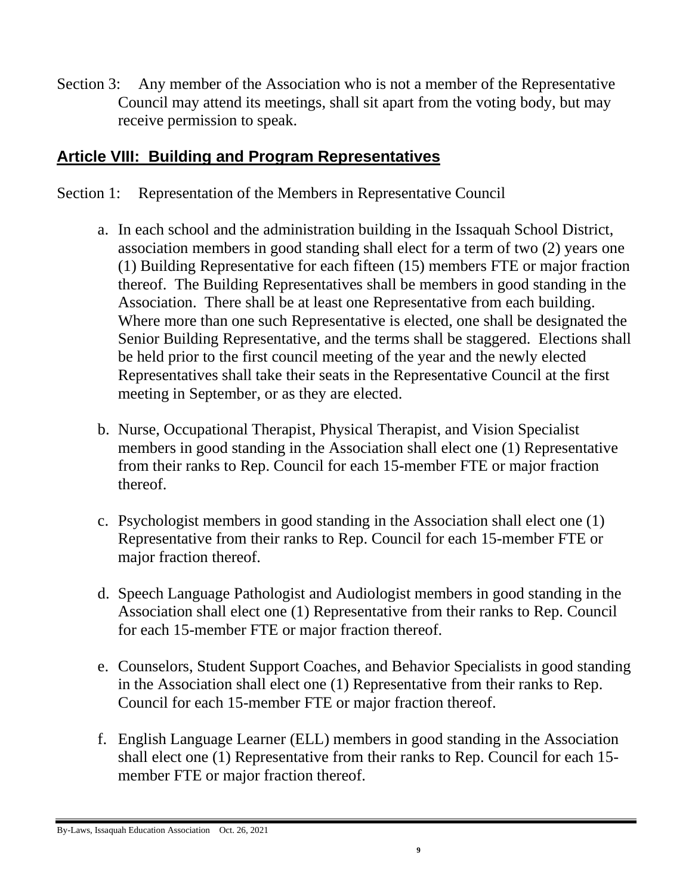Section 3: Any member of the Association who is not a member of the Representative Council may attend its meetings, shall sit apart from the voting body, but may receive permission to speak.

## Article VIII: Building and Program Representatives

Section 1: Representation of the Members in Representative Council

a. In each school and the administration building in the Issaquah School District, association members in good standing shall elect for a term of two (2) years one (1) Building Representative for each fifteen (15) members FTE or major fraction thereof. The Building Representatives shall be members in good standing in the Association. There shall be at least one Representative from each building. Where more than one such Representative is elected, one shall be designated the Senior Building Representative, and the terms shall be staggered. Elections shall be held prior to the first council meeting of the year and the newly elected Representatives shall take their seats in the Representative Council at the first meeting in September, or as they are elected.

b. Nurse, Occupational Therapist, Physical Therapist, and Vision Specialist members in good standing in the Association shall elect one (1) Representative from their ranks to Rep. Council for each 15-member FTE or major fraction thereof.

c. Psychologist members in good standing in the Association shall elect one (1) Representative from their ranks to Rep. Council for each 15-member FTE or major fraction thereof.

d. Speech Language Pathologist and Audiologist members in good standing in the Association shall elect one (1) Representative from their ranks to Rep. Council for each 15-member FTE or major fraction thereof.

e. Counselors, Student Support Coaches, and Behavior Specialists in good standing in the Association shall elect one (1) Representative from their ranks to Rep. Council for each 15-member FTE or major fraction thereof.

f. English Language Learner (ELL) members in good standing in the Association shall elect one (1) Representative from their ranks to Rep. Council for each 15-member FTE or major fraction thereof.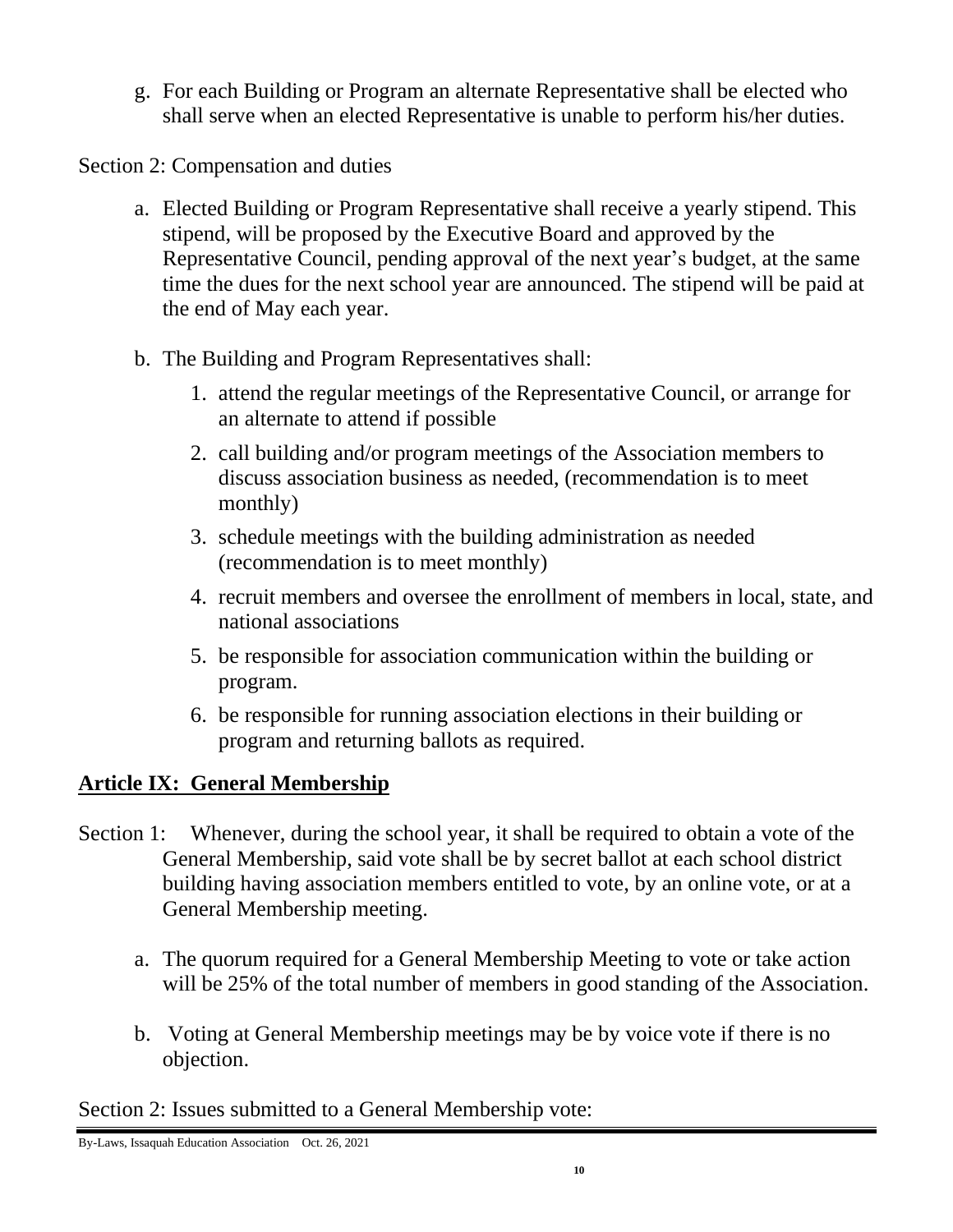g. For each Building or Program an alternate Representative shall be elected who shall serve when an elected Representative is unable to perform his/her duties.

Section 2: Compensation and duties

a. Elected Building or Program Representative shall receive a yearly stipend. This stipend, will be proposed by the Executive Board and approved by the Representative Council, pending approval of the next year's budget, at the same time the dues for the next school year are announced. The stipend will be paid at the end of May each year.

b. The Building and Program Representatives shall:

    1. attend the regular meetings of the Representative Council, or arrange for an alternate to attend if possible
    2. call building and/or program meetings of the Association members to discuss association business as needed, (recommendation is to meet monthly)
    3. schedule meetings with the building administration as needed (recommendation is to meet monthly)
    4. recruit members and oversee the enrollment of members in local, state, and national associations
    5. be responsible for association communication within the building or program.
    6. be responsible for running association elections in their building or program and returning ballots as required.

## **Article IX: General Membership**

Section 1: Whenever, during the school year, it shall be required to obtain a vote of the General Membership, said vote shall be by secret ballot at each school district building having association members entitled to vote, by an online vote, or at a General Membership meeting.

a. The quorum required for a General Membership Meeting to vote or take action will be 25% of the total number of members in good standing of the Association.

b. Voting at General Membership meetings may be by voice vote if there is no objection.

Section 2: Issues submitted to a General Membership vote: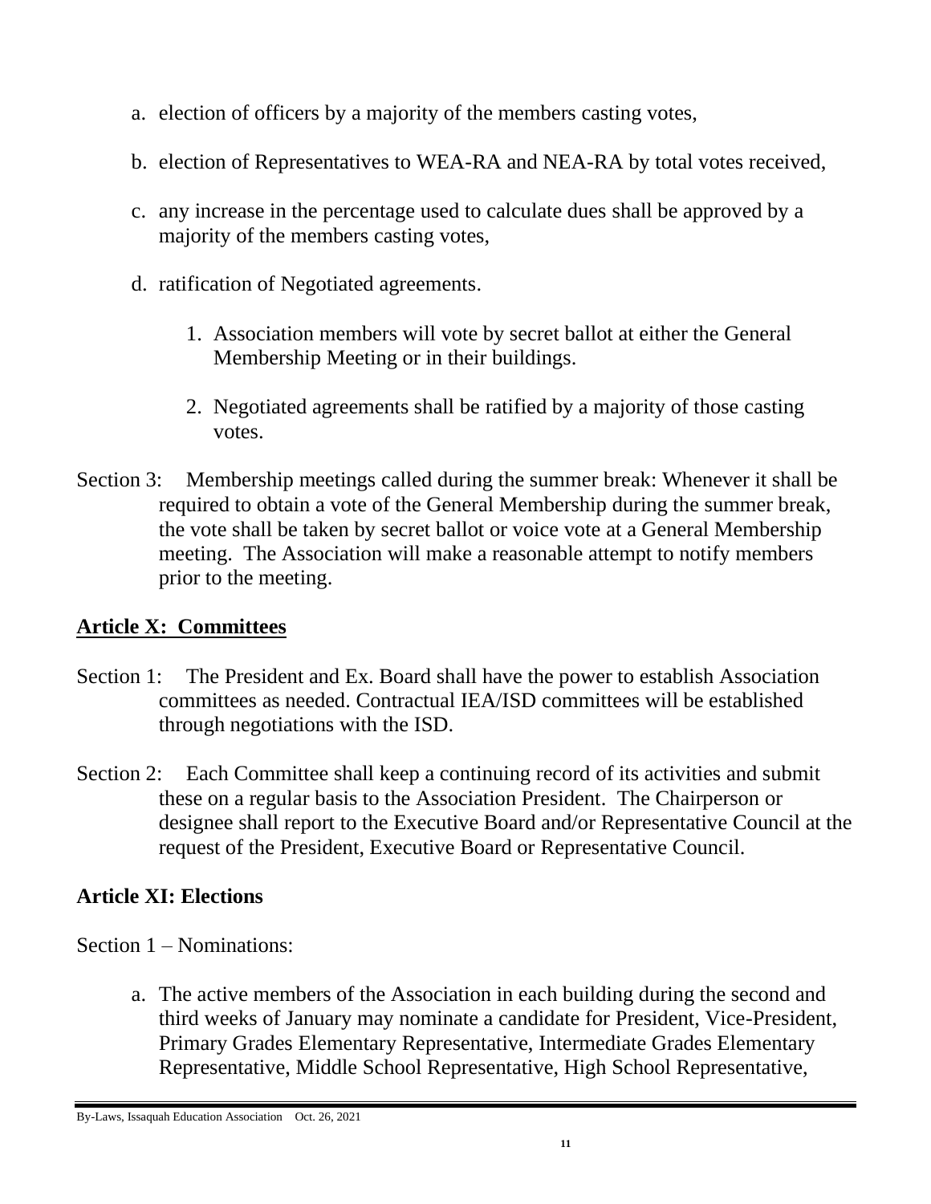a. election of officers by a majority of the members casting votes,

b. election of Representatives to WEA-RA and NEA-RA by total votes received,

c. any increase in the percentage used to calculate dues shall be approved by a majority of the members casting votes,

d. ratification of Negotiated agreements.

    1. Association members will vote by secret ballot at either the General Membership Meeting or in their buildings.

    2. Negotiated agreements shall be ratified by a majority of those casting votes.

Section 3: Membership meetings called during the summer break: Whenever it shall be required to obtain a vote of the General Membership during the summer break, the vote shall be taken by secret ballot or voice vote at a General Membership meeting. The Association will make a reasonable attempt to notify members prior to the meeting.

## Article X: Committees

Section 1: The President and Ex. Board shall have the power to establish Association committees as needed. Contractual IEA/ISD committees will be established through negotiations with the ISD.

Section 2: Each Committee shall keep a continuing record of its activities and submit these on a regular basis to the Association President. The Chairperson or designee shall report to the Executive Board and/or Representative Council at the request of the President, Executive Board or Representative Council.

## Article XI: Elections

Section 1 – Nominations:

a. The active members of the Association in each building during the second and third weeks of January may nominate a candidate for President, Vice-President, Primary Grades Elementary Representative, Intermediate Grades Elementary Representative, Middle School Representative, High School Representative,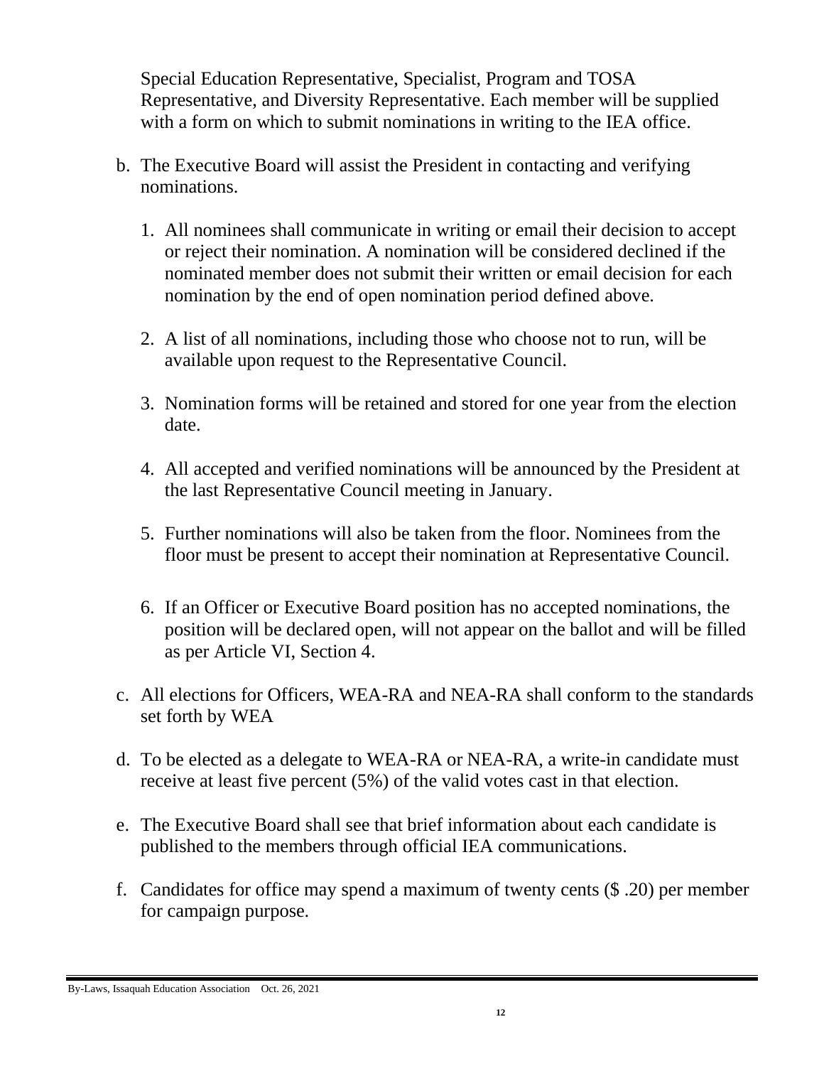Special Education Representative, Specialist, Program and TOSA Representative, and Diversity Representative. Each member will be supplied with a form on which to submit nominations in writing to the IEA office.

b. The Executive Board will assist the President in contacting and verifying nominations.

   1. All nominees shall communicate in writing or email their decision to accept or reject their nomination. A nomination will be considered declined if the nominated member does not submit their written or email decision for each nomination by the end of open nomination period defined above.

   2. A list of all nominations, including those who choose not to run, will be available upon request to the Representative Council.

   3. Nomination forms will be retained and stored for one year from the election date.

   4. All accepted and verified nominations will be announced by the President at the last Representative Council meeting in January.

   5. Further nominations will also be taken from the floor. Nominees from the floor must be present to accept their nomination at Representative Council.

   6. If an Officer or Executive Board position has no accepted nominations, the position will be declared open, will not appear on the ballot and will be filled as per Article VI, Section 4.

c. All elections for Officers, WEA-RA and NEA-RA shall conform to the standards set forth by WEA

d. To be elected as a delegate to WEA-RA or NEA-RA, a write-in candidate must receive at least five percent (5%) of the valid votes cast in that election.

e. The Executive Board shall see that brief information about each candidate is published to the members through official IEA communications.

f. Candidates for office may spend a maximum of twenty cents ($ .20) per member for campaign purpose.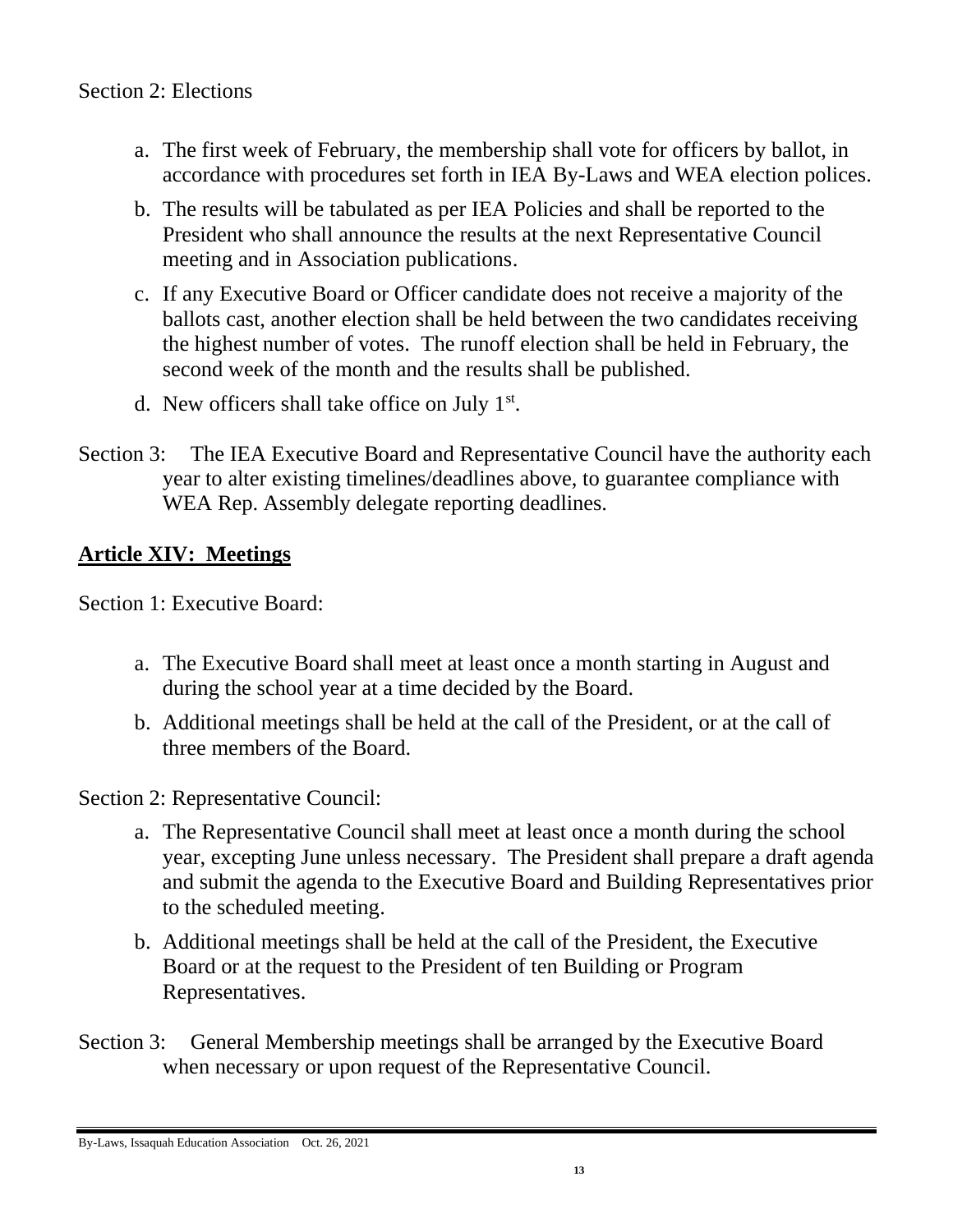Section 2: Elections

a. The first week of February, the membership shall vote for officers by ballot, in accordance with procedures set forth in IEA By-Laws and WEA election polices.

b. The results will be tabulated as per IEA Policies and shall be reported to the President who shall announce the results at the next Representative Council meeting and in Association publications.

c. If any Executive Board or Officer candidate does not receive a majority of the ballots cast, another election shall be held between the two candidates receiving the highest number of votes. The runoff election shall be held in February, the second week of the month and the results shall be published.

d. New officers shall take office on July 1st.

Section 3: The IEA Executive Board and Representative Council have the authority each year to alter existing timelines/deadlines above, to guarantee compliance with WEA Rep. Assembly delegate reporting deadlines.

## Article XIV: Meetings

Section 1: Executive Board:

a. The Executive Board shall meet at least once a month starting in August and during the school year at a time decided by the Board.

b. Additional meetings shall be held at the call of the President, or at the call of three members of the Board.

Section 2: Representative Council:

a. The Representative Council shall meet at least once a month during the school year, excepting June unless necessary. The President shall prepare a draft agenda and submit the agenda to the Executive Board and Building Representatives prior to the scheduled meeting.

b. Additional meetings shall be held at the call of the President, the Executive Board or at the request to the President of ten Building or Program Representatives.

Section 3: General Membership meetings shall be arranged by the Executive Board when necessary or upon request of the Representative Council.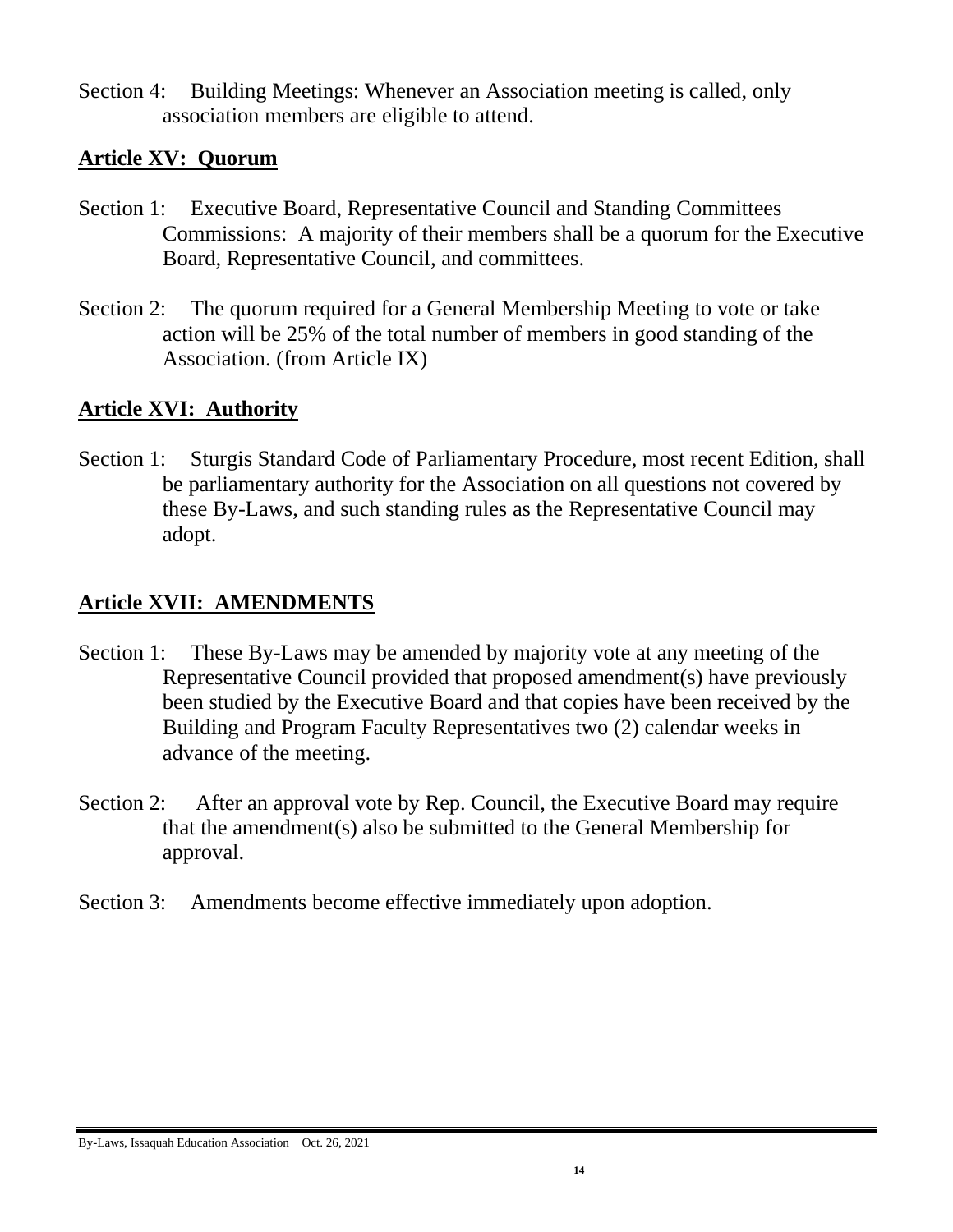Section 4: Building Meetings: Whenever an Association meeting is called, only association members are eligible to attend.

## Article XV: Quorum

Section 1: Executive Board, Representative Council and Standing Committees Commissions: A majority of their members shall be a quorum for the Executive Board, Representative Council, and committees.

Section 2: The quorum required for a General Membership Meeting to vote or take action will be 25% of the total number of members in good standing of the Association. (from Article IX)

## Article XVI: Authority

Section 1: Sturgis Standard Code of Parliamentary Procedure, most recent Edition, shall be parliamentary authority for the Association on all questions not covered by these By-Laws, and such standing rules as the Representative Council may adopt.

## Article XVII: AMENDMENTS

Section 1: These By-Laws may be amended by majority vote at any meeting of the Representative Council provided that proposed amendment(s) have previously been studied by the Executive Board and that copies have been received by the Building and Program Faculty Representatives two (2) calendar weeks in advance of the meeting.

Section 2: After an approval vote by Rep. Council, the Executive Board may require that the amendment(s) also be submitted to the General Membership for approval.

Section 3: Amendments become effective immediately upon adoption.